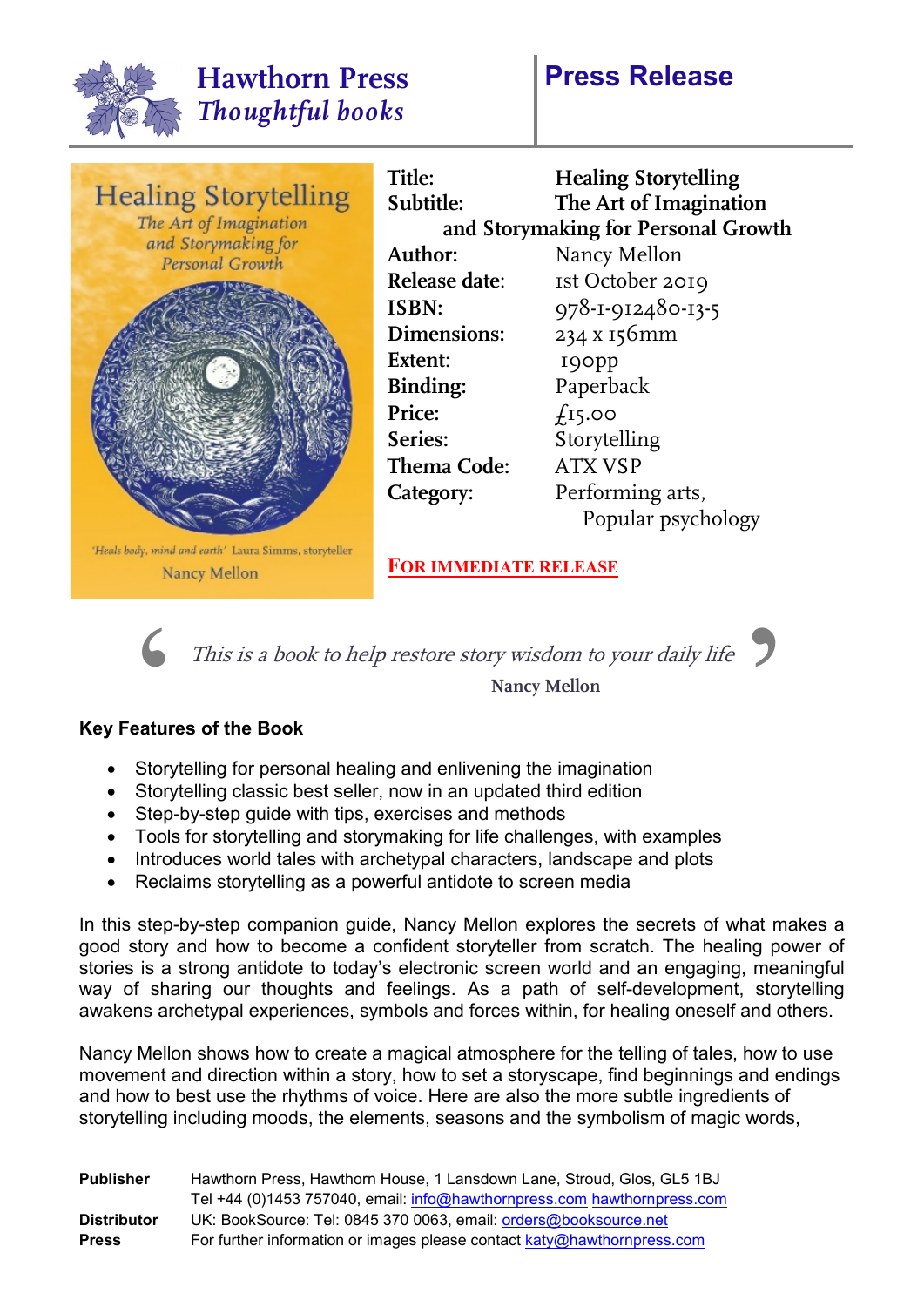# Hawthorn Press
*Thoughtful books*

# Press Release

| | |
|---|---|
| **Title:** | **Healing Storytelling** |
| **Subtitle:** | **The Art of Imagination and Storymaking for Personal Growth** |
| **Author:** | Nancy Mellon |
| **Release date:** | 1st October 2019 |
| **ISBN:** | 978-1-912480-13-5 |
| **Dimensions:** | 234 x 156mm |
| **Extent:** | 190pp |
| **Binding:** | Paperback |
| **Price:** | £15.00 |
| **Series:** | Storytelling |
| **Thema Code:** | ATX VSP |
| **Category:** | Performing arts, Popular psychology |

**FOR IMMEDIATE RELEASE**

> *This is a book to help restore story wisdom to your daily life*
>
> **Nancy Mellon**

### Key Features of the Book

- Storytelling for personal healing and enlivening the imagination
- Storytelling classic best seller, now in an updated third edition
- Step-by-step guide with tips, exercises and methods
- Tools for storytelling and storymaking for life challenges, with examples
- Introduces world tales with archetypal characters, landscape and plots
- Reclaims storytelling as a powerful antidote to screen media

In this step-by-step companion guide, Nancy Mellon explores the secrets of what makes a good story and how to become a confident storyteller from scratch. The healing power of stories is a strong antidote to today's electronic screen world and an engaging, meaningful way of sharing our thoughts and feelings. As a path of self-development, storytelling awakens archetypal experiences, symbols and forces within, for healing oneself and others.

Nancy Mellon shows how to create a magical atmosphere for the telling of tales, how to use movement and direction within a story, how to set a storyscape, find beginnings and endings and how to best use the rhythms of voice. Here are also the more subtle ingredients of storytelling including moods, the elements, seasons and the symbolism of magic words,

| | |
|---|---|
| **Publisher** | Hawthorn Press, Hawthorn House, 1 Lansdown Lane, Stroud, Glos, GL5 1BJ<br>Tel +44 (0)1453 757040, email: info@hawthornpress.com hawthornpress.com |
| **Distributor** | UK: BookSource: Tel: 0845 370 0063, email: orders@booksource.net |
| **Press** | For further information or images please contact katy@hawthornpress.com |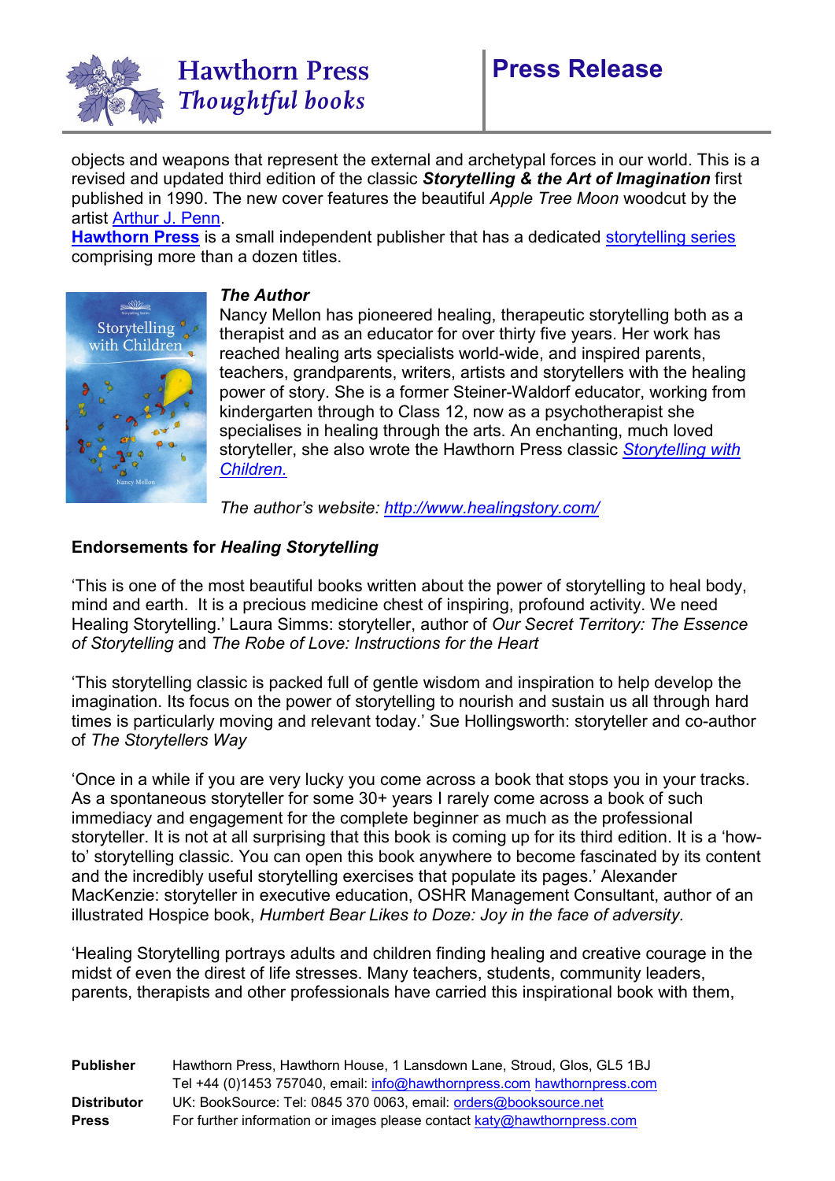objects and weapons that represent the external and archetypal forces in our world. This is a revised and updated third edition of the classic ***Storytelling & the Art of Imagination*** first published in 1990. The new cover features the beautiful *Apple Tree Moon* woodcut by the artist Arthur J. Penn.

**Hawthorn Press** is a small independent publisher that has a dedicated storytelling series comprising more than a dozen titles.

***The Author***

Nancy Mellon has pioneered healing, therapeutic storytelling both as a therapist and as an educator for over thirty five years. Her work has reached healing arts specialists world-wide, and inspired parents, teachers, grandparents, writers, artists and storytellers with the healing power of story. She is a former Steiner-Waldorf educator, working from kindergarten through to Class 12, now as a psychotherapist she specialises in healing through the arts. An enchanting, much loved storyteller, she also wrote the Hawthorn Press classic *Storytelling with Children.*

*The author's website: http://www.healingstory.com/*

**Endorsements for *Healing Storytelling***

'This is one of the most beautiful books written about the power of storytelling to heal body, mind and earth. It is a precious medicine chest of inspiring, profound activity. We need Healing Storytelling.' Laura Simms: storyteller, author of *Our Secret Territory: The Essence of Storytelling* and *The Robe of Love: Instructions for the Heart*

'This storytelling classic is packed full of gentle wisdom and inspiration to help develop the imagination. Its focus on the power of storytelling to nourish and sustain us all through hard times is particularly moving and relevant today.' Sue Hollingsworth: storyteller and co-author of *The Storytellers Way*

'Once in a while if you are very lucky you come across a book that stops you in your tracks. As a spontaneous storyteller for some 30+ years I rarely come across a book of such immediacy and engagement for the complete beginner as much as the professional storyteller. It is not at all surprising that this book is coming up for its third edition. It is a 'how-to' storytelling classic. You can open this book anywhere to become fascinated by its content and the incredibly useful storytelling exercises that populate its pages.' Alexander MacKenzie: storyteller in executive education, OSHR Management Consultant, author of an illustrated Hospice book, *Humbert Bear Likes to Doze: Joy in the face of adversity.*

'Healing Storytelling portrays adults and children finding healing and creative courage in the midst of even the direst of life stresses. Many teachers, students, community leaders, parents, therapists and other professionals have carried this inspirational book with them,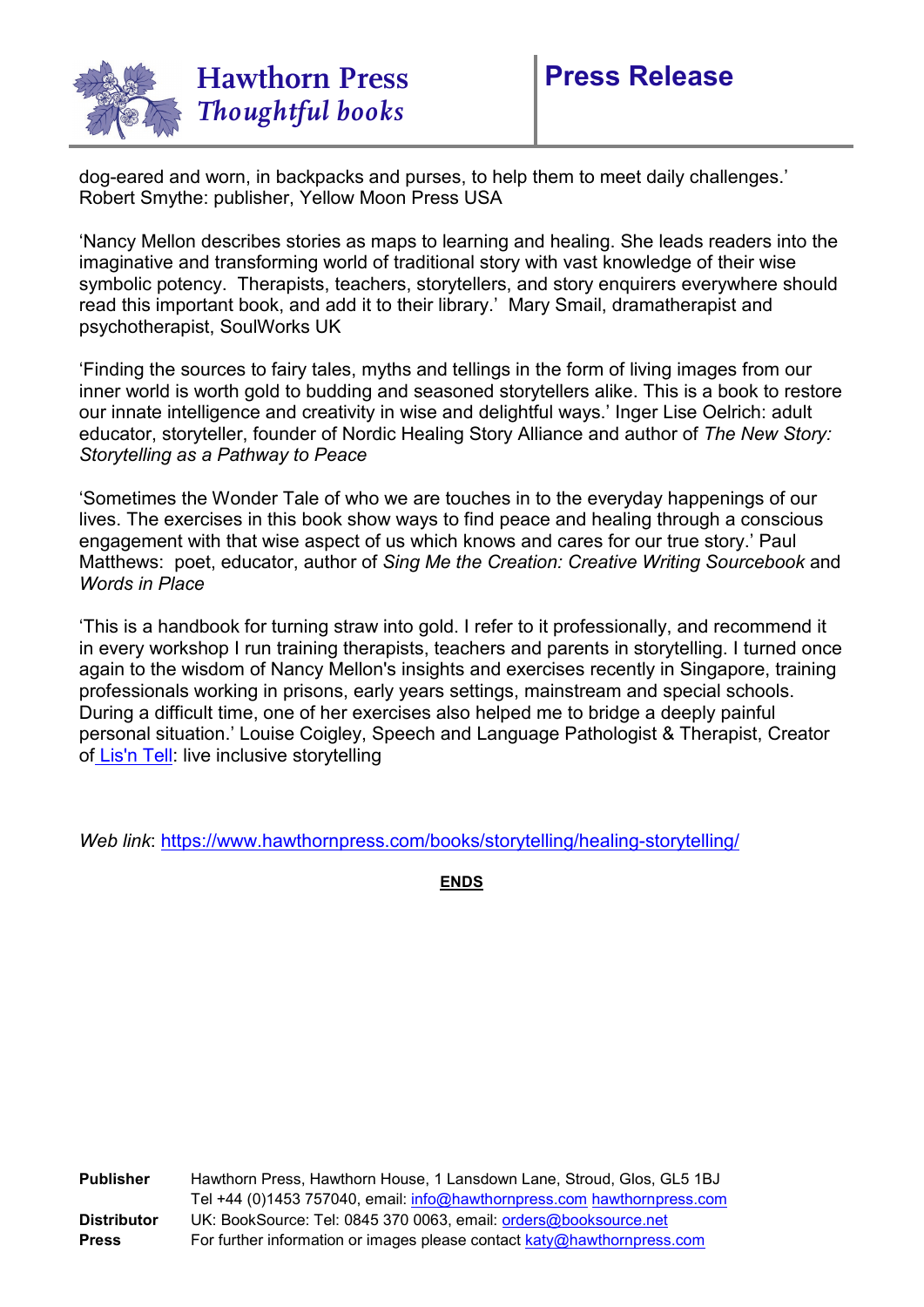dog-eared and worn, in backpacks and purses, to help them to meet daily challenges.' Robert Smythe: publisher, Yellow Moon Press USA

'Nancy Mellon describes stories as maps to learning and healing. She leads readers into the imaginative and transforming world of traditional story with vast knowledge of their wise symbolic potency. Therapists, teachers, storytellers, and story enquirers everywhere should read this important book, and add it to their library.' Mary Smail, dramatherapist and psychotherapist, SoulWorks UK

'Finding the sources to fairy tales, myths and tellings in the form of living images from our inner world is worth gold to budding and seasoned storytellers alike. This is a book to restore our innate intelligence and creativity in wise and delightful ways.' Inger Lise Oelrich: adult educator, storyteller, founder of Nordic Healing Story Alliance and author of *The New Story: Storytelling as a Pathway to Peace*

'Sometimes the Wonder Tale of who we are touches in to the everyday happenings of our lives. The exercises in this book show ways to find peace and healing through a conscious engagement with that wise aspect of us which knows and cares for our true story.' Paul Matthews: poet, educator, author of *Sing Me the Creation: Creative Writing Sourcebook* and *Words in Place*

'This is a handbook for turning straw into gold. I refer to it professionally, and recommend it in every workshop I run training therapists, teachers and parents in storytelling. I turned once again to the wisdom of Nancy Mellon's insights and exercises recently in Singapore, training professionals working in prisons, early years settings, mainstream and special schools. During a difficult time, one of her exercises also helped me to bridge a deeply painful personal situation.' Louise Coigley, Speech and Language Pathologist & Therapist, Creator of Lis'n Tell: live inclusive storytelling

*Web link*: https://www.hawthornpress.com/books/storytelling/healing-storytelling/

**ENDS**

| | |
|---|---|
| **Publisher** | Hawthorn Press, Hawthorn House, 1 Lansdown Lane, Stroud, Glos, GL5 1BJ<br>Tel +44 (0)1453 757040, email: info@hawthornpress.com hawthornpress.com |
| **Distributor** | UK: BookSource: Tel: 0845 370 0063, email: orders@booksource.net |
| **Press** | For further information or images please contact katy@hawthornpress.com |